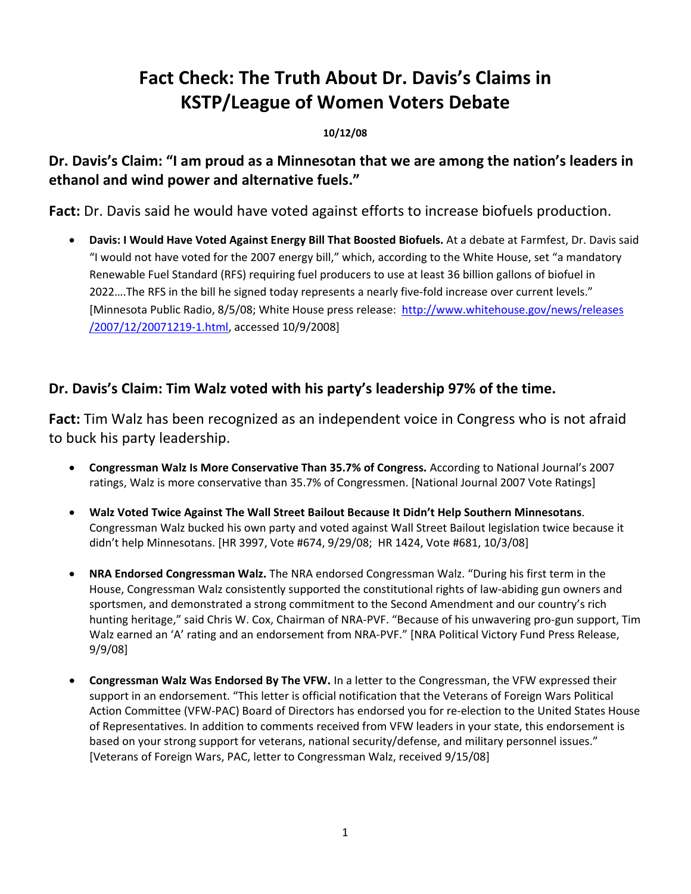# Fact Check: The Truth About Dr. Davis's Claims in KSTP/League of Women Voters Debate

**10/12/08**

## Dr. Davis's Claim: "I am proud as a Minnesotan that we are among the nation's leaders in ethanol and wind power and alternative fuels."

**Fact:** Dr. Davis said he would have voted against efforts to increase biofuels production.

- **Davis: I Would Have Voted Against Energy Bill That Boosted Biofuels.** At a debate at Farmfest, Dr. Davis said "I would not have voted for the 2007 energy bill," which, according to the White House, set "a mandatory Renewable Fuel Standard (RFS) requiring fuel producers to use at least 36 billion gallons of biofuel in 2022….The RFS in the bill he signed today represents a nearly five-fold increase over current levels." [Minnesota Public Radio, 8/5/08; White House press release: http://www.whitehouse.gov/news/releases/2007/12/20071219-1.html, accessed 10/9/2008]

## Dr. Davis's Claim: Tim Walz voted with his party's leadership 97% of the time.

**Fact:** Tim Walz has been recognized as an independent voice in Congress who is not afraid to buck his party leadership.

- **Congressman Walz Is More Conservative Than 35.7% of Congress.** According to National Journal's 2007 ratings, Walz is more conservative than 35.7% of Congressmen. [National Journal 2007 Vote Ratings]

- **Walz Voted Twice Against The Wall Street Bailout Because It Didn't Help Southern Minnesotans**. Congressman Walz bucked his own party and voted against Wall Street Bailout legislation twice because it didn't help Minnesotans. [HR 3997, Vote #674, 9/29/08; HR 1424, Vote #681, 10/3/08]

- **NRA Endorsed Congressman Walz.** The NRA endorsed Congressman Walz. "During his first term in the House, Congressman Walz consistently supported the constitutional rights of law-abiding gun owners and sportsmen, and demonstrated a strong commitment to the Second Amendment and our country's rich hunting heritage," said Chris W. Cox, Chairman of NRA-PVF. "Because of his unwavering pro-gun support, Tim Walz earned an 'A' rating and an endorsement from NRA-PVF." [NRA Political Victory Fund Press Release, 9/9/08]

- **Congressman Walz Was Endorsed By The VFW.** In a letter to the Congressman, the VFW expressed their support in an endorsement. "This letter is official notification that the Veterans of Foreign Wars Political Action Committee (VFW-PAC) Board of Directors has endorsed you for re-election to the United States House of Representatives. In addition to comments received from VFW leaders in your state, this endorsement is based on your strong support for veterans, national security/defense, and military personnel issues." [Veterans of Foreign Wars, PAC, letter to Congressman Walz, received 9/15/08]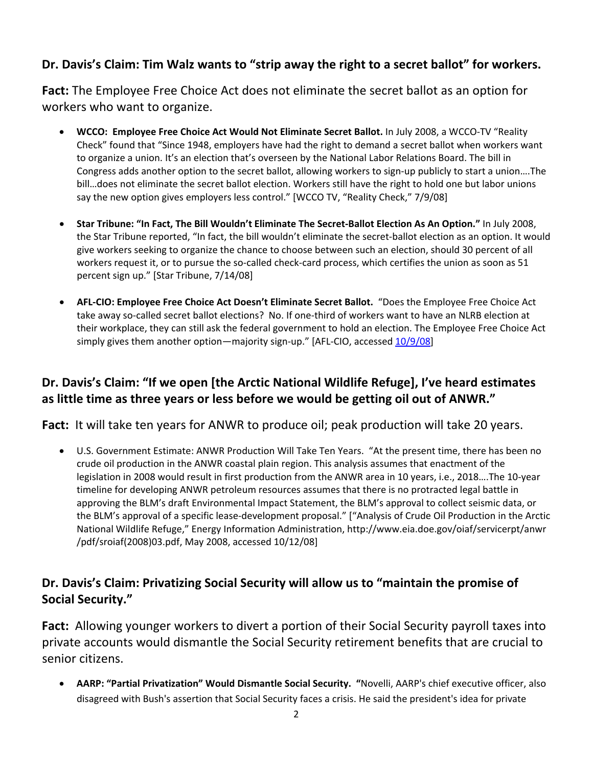## Dr. Davis's Claim: Tim Walz wants to "strip away the right to a secret ballot" for workers.

**Fact:** The Employee Free Choice Act does not eliminate the secret ballot as an option for workers who want to organize.

- **WCCO: Employee Free Choice Act Would Not Eliminate Secret Ballot.** In July 2008, a WCCO-TV "Reality Check" found that "Since 1948, employers have had the right to demand a secret ballot when workers want to organize a union. It's an election that's overseen by the National Labor Relations Board. The bill in Congress adds another option to the secret ballot, allowing workers to sign-up publicly to start a union….The bill…does not eliminate the secret ballot election. Workers still have the right to hold one but labor unions say the new option gives employers less control." [WCCO TV, "Reality Check," 7/9/08]

- **Star Tribune: "In Fact, The Bill Wouldn't Eliminate The Secret-Ballot Election As An Option."** In July 2008, the Star Tribune reported, "In fact, the bill wouldn't eliminate the secret-ballot election as an option. It would give workers seeking to organize the chance to choose between such an election, should 30 percent of all workers request it, or to pursue the so-called check-card process, which certifies the union as soon as 51 percent sign up." [Star Tribune, 7/14/08]

- **AFL-CIO: Employee Free Choice Act Doesn't Eliminate Secret Ballot.** "Does the Employee Free Choice Act take away so-called secret ballot elections? No. If one-third of workers want to have an NLRB election at their workplace, they can still ask the federal government to hold an election. The Employee Free Choice Act simply gives them another option—majority sign-up." [AFL-CIO, accessed 10/9/08]

## Dr. Davis's Claim: "If we open [the Arctic National Wildlife Refuge], I've heard estimates as little time as three years or less before we would be getting oil out of ANWR."

**Fact:** It will take ten years for ANWR to produce oil; peak production will take 20 years.

- U.S. Government Estimate: ANWR Production Will Take Ten Years. "At the present time, there has been no crude oil production in the ANWR coastal plain region. This analysis assumes that enactment of the legislation in 2008 would result in first production from the ANWR area in 10 years, i.e., 2018….The 10-year timeline for developing ANWR petroleum resources assumes that there is no protracted legal battle in approving the BLM's draft Environmental Impact Statement, the BLM's approval to collect seismic data, or the BLM's approval of a specific lease-development proposal." ["Analysis of Crude Oil Production in the Arctic National Wildlife Refuge," Energy Information Administration, http://www.eia.doe.gov/oiaf/servicerpt/anwr/pdf/sroiaf(2008)03.pdf, May 2008, accessed 10/12/08]

## Dr. Davis's Claim: Privatizing Social Security will allow us to "maintain the promise of Social Security."

**Fact:** Allowing younger workers to divert a portion of their Social Security payroll taxes into private accounts would dismantle the Social Security retirement benefits that are crucial to senior citizens.

- **AARP: "Partial Privatization" Would Dismantle Social Security.** "Novelli, AARP's chief executive officer, also disagreed with Bush's assertion that Social Security faces a crisis. He said the president's idea for private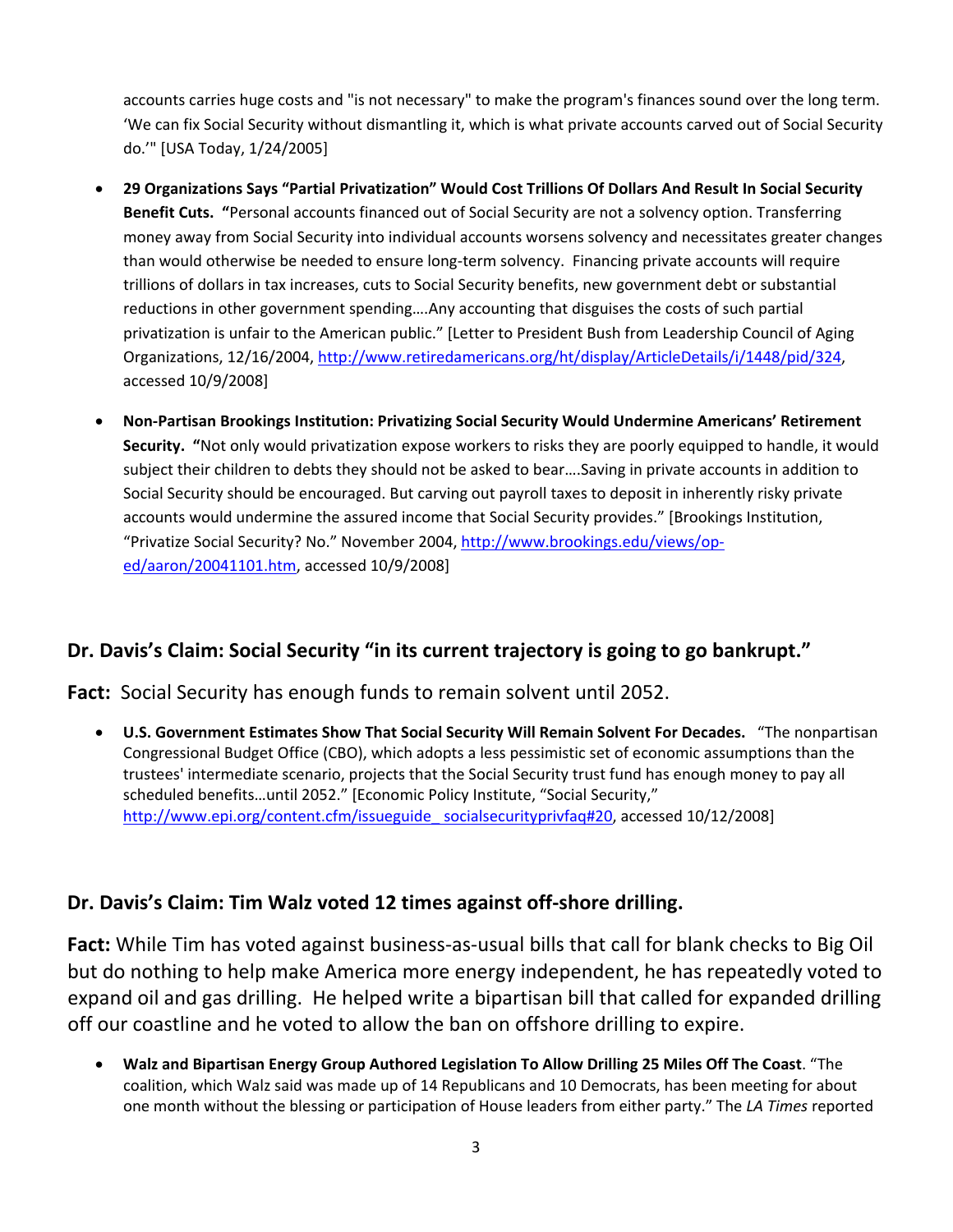accounts carries huge costs and "is not necessary" to make the program's finances sound over the long term. 'We can fix Social Security without dismantling it, which is what private accounts carved out of Social Security do.'" [USA Today, 1/24/2005]

- **29 Organizations Says "Partial Privatization" Would Cost Trillions Of Dollars And Result In Social Security Benefit Cuts.** "Personal accounts financed out of Social Security are not a solvency option. Transferring money away from Social Security into individual accounts worsens solvency and necessitates greater changes than would otherwise be needed to ensure long-term solvency. Financing private accounts will require trillions of dollars in tax increases, cuts to Social Security benefits, new government debt or substantial reductions in other government spending….Any accounting that disguises the costs of such partial privatization is unfair to the American public." [Letter to President Bush from Leadership Council of Aging Organizations, 12/16/2004, http://www.retiredamericans.org/ht/display/ArticleDetails/i/1448/pid/324, accessed 10/9/2008]

- **Non-Partisan Brookings Institution: Privatizing Social Security Would Undermine Americans' Retirement Security.** "Not only would privatization expose workers to risks they are poorly equipped to handle, it would subject their children to debts they should not be asked to bear….Saving in private accounts in addition to Social Security should be encouraged. But carving out payroll taxes to deposit in inherently risky private accounts would undermine the assured income that Social Security provides." [Brookings Institution, "Privatize Social Security? No." November 2004, http://www.brookings.edu/views/op-ed/aaron/20041101.htm, accessed 10/9/2008]

## Dr. Davis's Claim: Social Security "in its current trajectory is going to go bankrupt."

**Fact:** Social Security has enough funds to remain solvent until 2052.

- **U.S. Government Estimates Show That Social Security Will Remain Solvent For Decades.** "The nonpartisan Congressional Budget Office (CBO), which adopts a less pessimistic set of economic assumptions than the trustees' intermediate scenario, projects that the Social Security trust fund has enough money to pay all scheduled benefits…until 2052." [Economic Policy Institute, "Social Security," http://www.epi.org/content.cfm/issueguide_ socialsecurityprivfaq#20, accessed 10/12/2008]

## Dr. Davis's Claim: Tim Walz voted 12 times against off-shore drilling.

**Fact:** While Tim has voted against business-as-usual bills that call for blank checks to Big Oil but do nothing to help make America more energy independent, he has repeatedly voted to expand oil and gas drilling. He helped write a bipartisan bill that called for expanded drilling off our coastline and he voted to allow the ban on offshore drilling to expire.

- **Walz and Bipartisan Energy Group Authored Legislation To Allow Drilling 25 Miles Off The Coast**. "The coalition, which Walz said was made up of 14 Republicans and 10 Democrats, has been meeting for about one month without the blessing or participation of House leaders from either party." The *LA Times* reported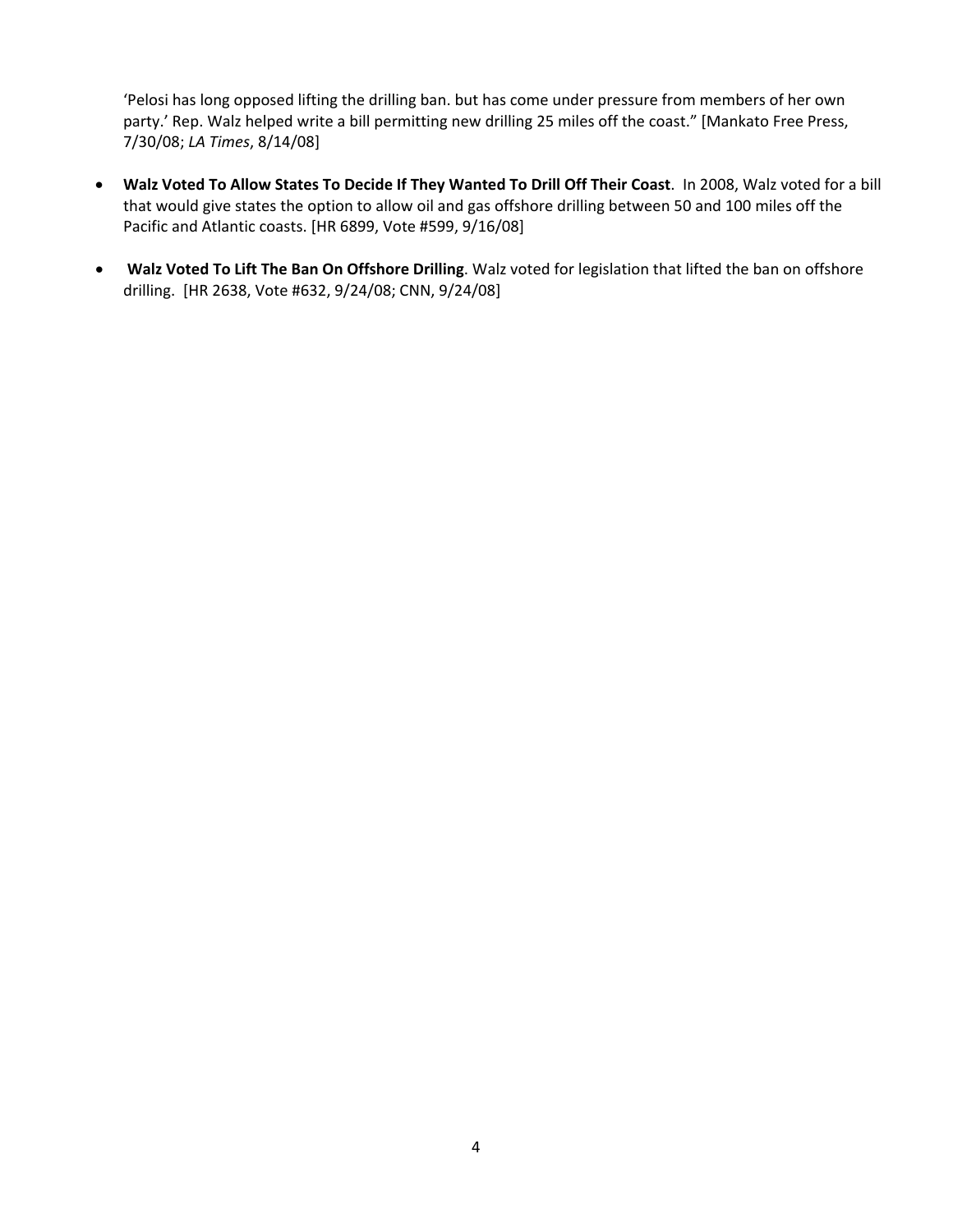'Pelosi has long opposed lifting the drilling ban. but has come under pressure from members of her own party.' Rep. Walz helped write a bill permitting new drilling 25 miles off the coast." [Mankato Free Press, 7/30/08; *LA Times*, 8/14/08]

- **Walz Voted To Allow States To Decide If They Wanted To Drill Off Their Coast**. In 2008, Walz voted for a bill that would give states the option to allow oil and gas offshore drilling between 50 and 100 miles off the Pacific and Atlantic coasts. [HR 6899, Vote #599, 9/16/08]

- **Walz Voted To Lift The Ban On Offshore Drilling**. Walz voted for legislation that lifted the ban on offshore drilling. [HR 2638, Vote #632, 9/24/08; CNN, 9/24/08]